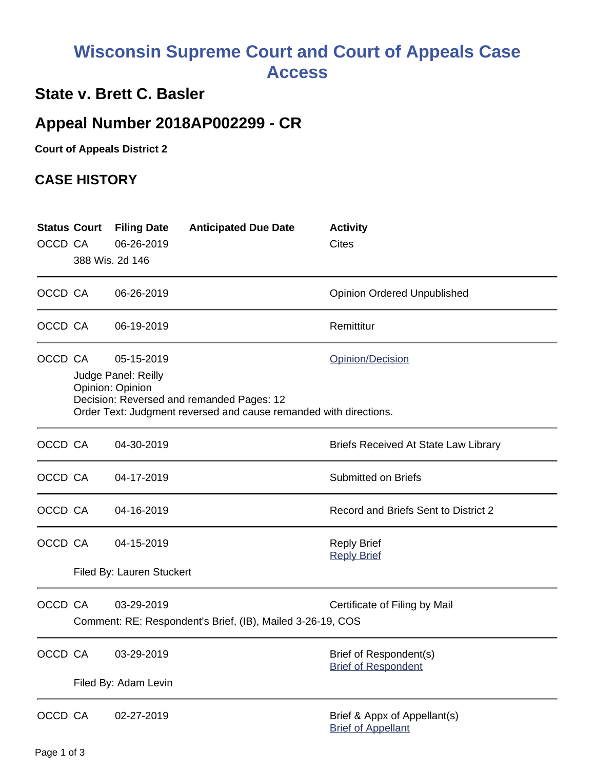# Wisconsin Supreme Court and Court of Appeals Case Access

## State v. Brett C. Basler

## Appeal Number 2018AP002299 - CR

**Court of Appeals District 2**

## CASE HISTORY

| Status | Court | Filing Date | Anticipated Due Date | Activity |
|---|---|---|---|---|
| OCCD | CA | 06-26-2019 | | Cites |
| | 388 Wis. 2d 146 | | | |
| OCCD | CA | 06-26-2019 | | Opinion Ordered Unpublished |
| OCCD | CA | 06-19-2019 | | Remittitur |
| OCCD | CA | 05-15-2019 | | Opinion/Decision |
| | Judge Panel: Reilly<br>Opinion: Opinion<br>Decision: Reversed and remanded Pages: 12<br>Order Text: Judgment reversed and cause remanded with directions. | | | |
| OCCD | CA | 04-30-2019 | | Briefs Received At State Law Library |
| OCCD | CA | 04-17-2019 | | Submitted on Briefs |
| OCCD | CA | 04-16-2019 | | Record and Briefs Sent to District 2 |
| OCCD | CA | 04-15-2019 | | Reply Brief<br>Reply Brief |
| | Filed By: Lauren Stuckert | | | |
| OCCD | CA | 03-29-2019 | | Certificate of Filing by Mail |
| | Comment: RE: Respondent's Brief, (IB), Mailed 3-26-19, COS | | | |
| OCCD | CA | 03-29-2019 | | Brief of Respondent(s)<br>Brief of Respondent |
| | Filed By: Adam Levin | | | |
| OCCD | CA | 02-27-2019 | | Brief & Appx of Appellant(s)<br>Brief of Appellant |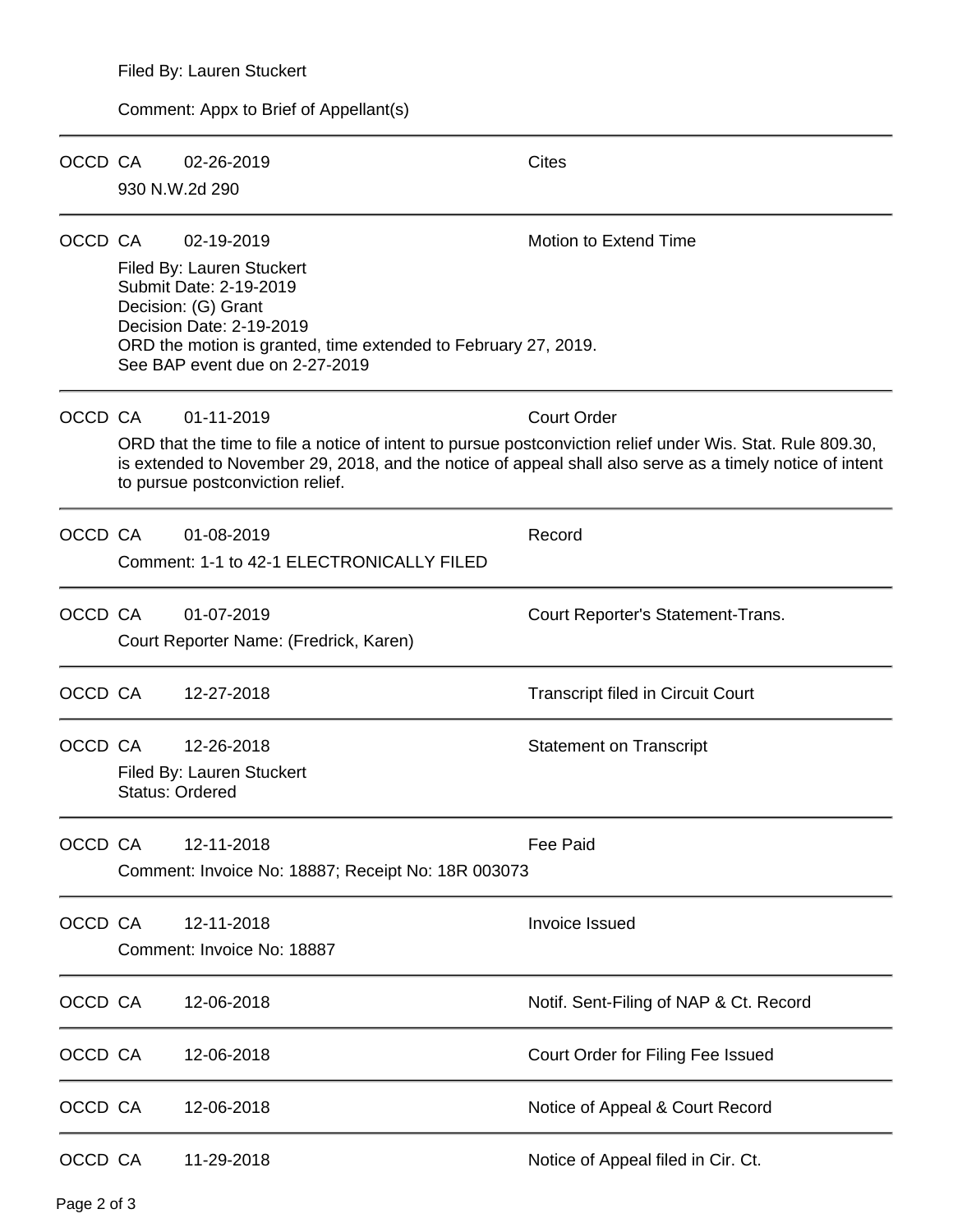Filed By: Lauren Stuckert

Comment: Appx to Brief of Appellant(s)

---

OCCD CA 02-26-2019 Cites

930 N.W.2d 290

---

OCCD CA 02-19-2019 Motion to Extend Time

Filed By: Lauren Stuckert
Submit Date: 2-19-2019
Decision: (G) Grant
Decision Date: 2-19-2019
ORD the motion is granted, time extended to February 27, 2019.
See BAP event due on 2-27-2019

---

OCCD CA 01-11-2019 Court Order

ORD that the time to file a notice of intent to pursue postconviction relief under Wis. Stat. Rule 809.30, is extended to November 29, 2018, and the notice of appeal shall also serve as a timely notice of intent to pursue postconviction relief.

---

OCCD CA 01-08-2019 Record

Comment: 1-1 to 42-1 ELECTRONICALLY FILED

---

OCCD CA 01-07-2019 Court Reporter's Statement-Trans.

Court Reporter Name: (Fredrick, Karen)

---

OCCD CA 12-27-2018 Transcript filed in Circuit Court

---

OCCD CA 12-26-2018 Statement on Transcript

Filed By: Lauren Stuckert
Status: Ordered

---

OCCD CA 12-11-2018 Fee Paid

Comment: Invoice No: 18887; Receipt No: 18R 003073

---

OCCD CA 12-11-2018 Invoice Issued

Comment: Invoice No: 18887

---

OCCD CA 12-06-2018 Notif. Sent-Filing of NAP & Ct. Record

---

OCCD CA 12-06-2018 Court Order for Filing Fee Issued

---

OCCD CA 12-06-2018 Notice of Appeal & Court Record

---

OCCD CA 11-29-2018 Notice of Appeal filed in Cir. Ct.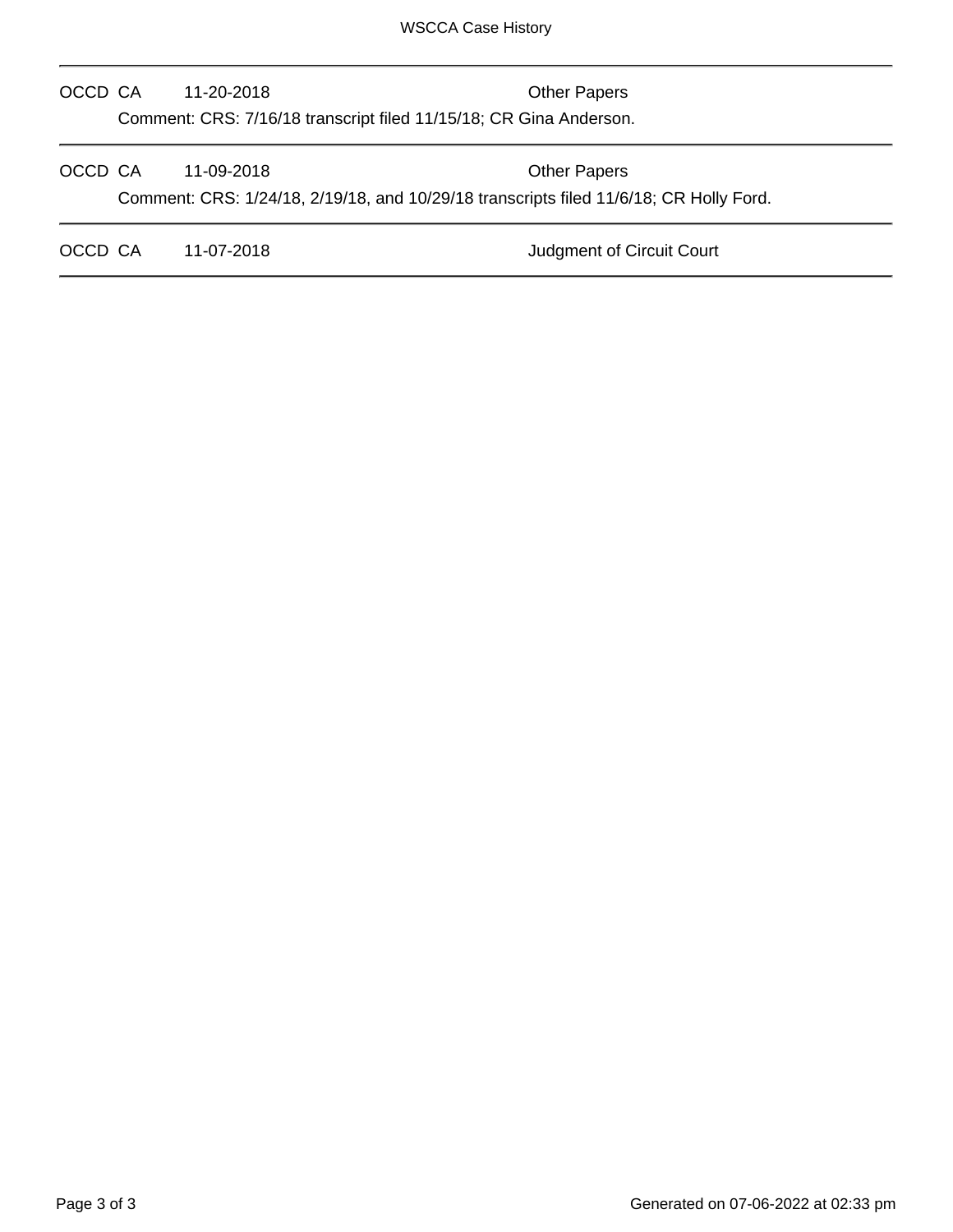| | | | |
|---|---|---|---|
| OCCD | CA | 11-20-2018 | Other Papers |
| | Comment: CRS: 7/16/18 transcript filed 11/15/18; CR Gina Anderson. | | |
| OCCD | CA | 11-09-2018 | Other Papers |
| | Comment: CRS: 1/24/18, 2/19/18, and 10/29/18 transcripts filed 11/6/18; CR Holly Ford. | | |
| OCCD | CA | 11-07-2018 | Judgment of Circuit Court |